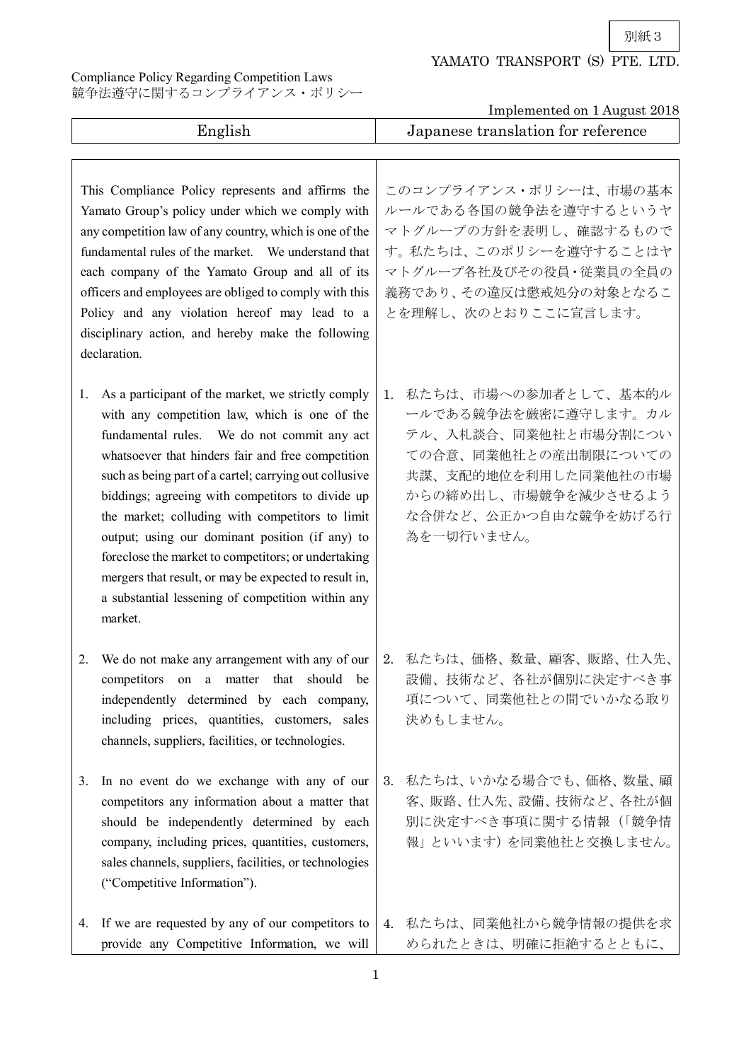別紙３

YAMATO TRANSPORT (S) PTE. LTD.

Compliance Policy Regarding Competition Laws
競争法遵守に関するコンプライアンス・ポリシー

Implemented on 1 August 2018

| English | Japanese translation for reference |
| --- | --- |
| This Compliance Policy represents and affirms the Yamato Group's policy under which we comply with any competition law of any country, which is one of the fundamental rules of the market. We understand that each company of the Yamato Group and all of its officers and employees are obliged to comply with this Policy and any violation hereof may lead to a disciplinary action, and hereby make the following declaration. | このコンプライアンス・ポリシーは、市場の基本ルールである各国の競争法を遵守するというヤマトグループの方針を表明し、確認するものです。私たちは、このポリシーを遵守することはヤマトグループ各社及びその役員・従業員の全員の義務であり、その違反は懲戒処分の対象となることを理解し、次のとおりここに宣言します。 |
| 1. As a participant of the market, we strictly comply with any competition law, which is one of the fundamental rules. We do not commit any act whatsoever that hinders fair and free competition such as being part of a cartel; carrying out collusive biddings; agreeing with competitors to divide up the market; colluding with competitors to limit output; using our dominant position (if any) to foreclose the market to competitors; or undertaking mergers that result, or may be expected to result in, a substantial lessening of competition within any market. | 1. 私たちは、市場への参加者として、基本的ルールである競争法を厳密に遵守します。カルテル、入札談合、同業他社と市場分割についての合意、同業他社との産出制限についての共謀、支配的地位を利用した同業他社の市場からの締め出し、市場競争を減少させるような合併など、公正かつ自由な競争を妨げる行為を一切行いません。 |
| 2. We do not make any arrangement with any of our competitors on a matter that should be independently determined by each company, including prices, quantities, customers, sales channels, suppliers, facilities, or technologies. | 2. 私たちは、価格、数量、顧客、販路、仕入先、設備、技術など、各社が個別に決定すべき事項について、同業他社との間でいかなる取り決めもしません。 |
| 3. In no event do we exchange with any of our competitors any information about a matter that should be independently determined by each company, including prices, quantities, customers, sales channels, suppliers, facilities, or technologies ("Competitive Information"). | 3. 私たちは、いかなる場合でも、価格、数量、顧客、販路、仕入先、設備、技術など、各社が個別に決定すべき事項に関する情報（「競争情報」といいます）を同業他社と交換しません。 |
| 4. If we are requested by any of our competitors to provide any Competitive Information, we will | 4. 私たちは、同業他社から競争情報の提供を求められたときは、明確に拒絶するとともに、 |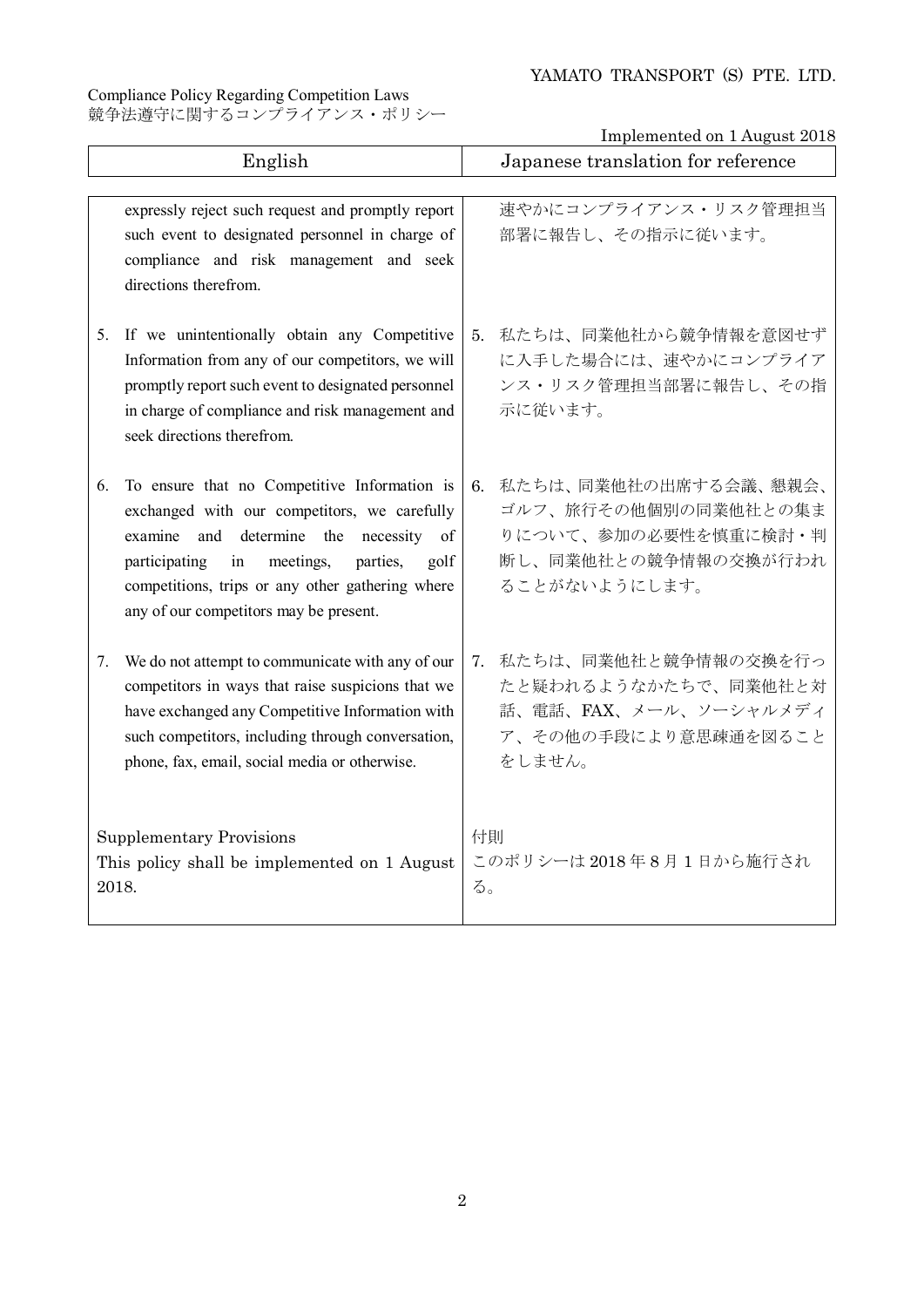| English | Japanese translation for reference |
| --- | --- |
| expressly reject such request and promptly report such event to designated personnel in charge of compliance and risk management and seek directions therefrom. | 速やかにコンプライアンス・リスク管理担当部署に報告し、その指示に従います。 |
| 5. If we unintentionally obtain any Competitive Information from any of our competitors, we will promptly report such event to designated personnel in charge of compliance and risk management and seek directions therefrom. | 5. 私たちは、同業他社から競争情報を意図せずに入手した場合には、速やかにコンプライアンス・リスク管理担当部署に報告し、その指示に従います。 |
| 6. To ensure that no Competitive Information is exchanged with our competitors, we carefully examine and determine the necessity of participating in meetings, parties, golf competitions, trips or any other gathering where any of our competitors may be present. | 6. 私たちは、同業他社の出席する会議、懇親会、ゴルフ、旅行その他個別の同業他社との集まりについて、参加の必要性を慎重に検討・判断し、同業他社との競争情報の交換が行われることがないようにします。 |
| 7. We do not attempt to communicate with any of our competitors in ways that raise suspicions that we have exchanged any Competitive Information with such competitors, including through conversation, phone, fax, email, social media or otherwise. | 7. 私たちは、同業他社と競争情報の交換を行ったと疑われるようなかたちで、同業他社と対話、電話、FAX、メール、ソーシャルメディア、その他の手段により意思疎通を図ることをしません。 |
| Supplementary Provisions<br>This policy shall be implemented on 1 August 2018. | 付則<br>このポリシーは 2018 年 8 月 1 日から施行される。 |